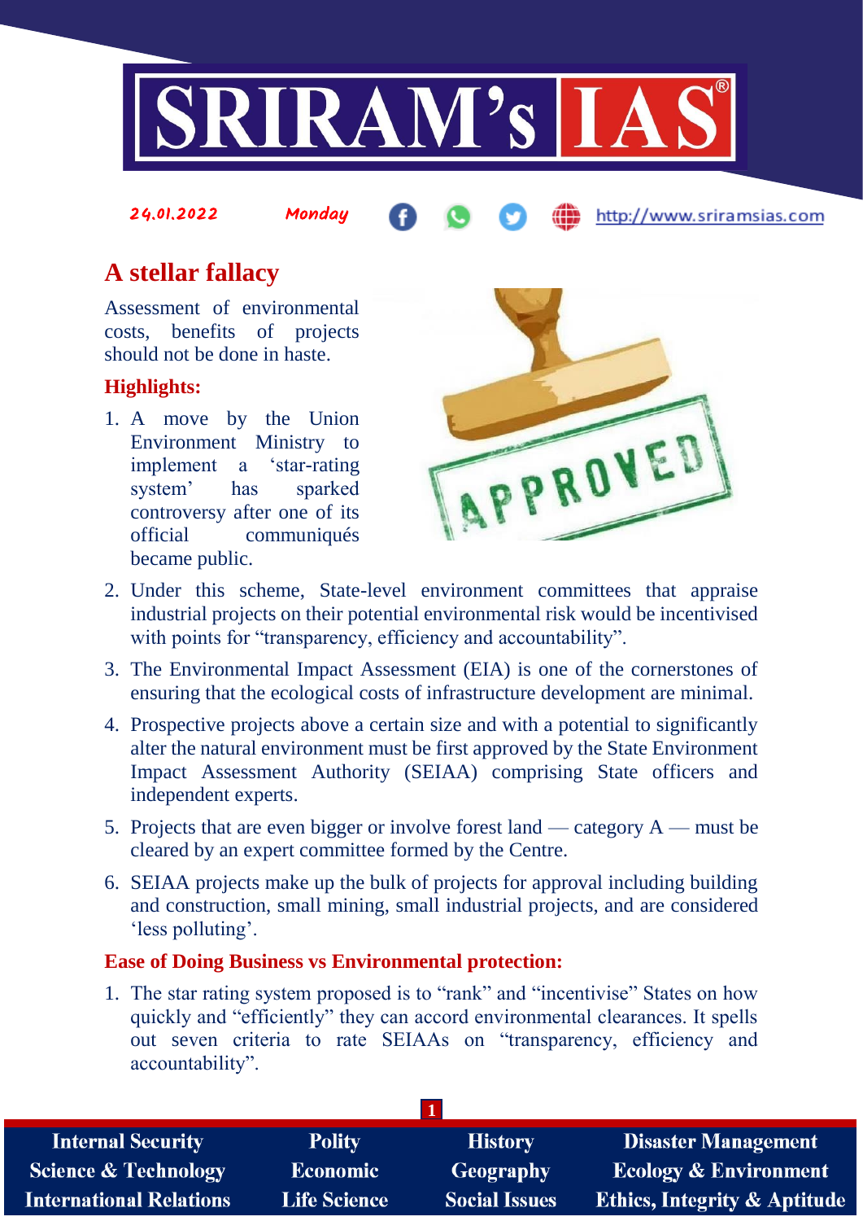24.01.2022 Monday

# A stellar fallacy

Assessment of environmental costs, benefits of projects should not be done in haste.

## Highlights:

1. A move by the Union Environment Ministry to implement a 'star-rating system' has sparked controversy after one of its official communiqués became public.
2. Under this scheme, State-level environment committees that appraise industrial projects on their potential environmental risk would be incentivised with points for "transparency, efficiency and accountability".
3. The Environmental Impact Assessment (EIA) is one of the cornerstones of ensuring that the ecological costs of infrastructure development are minimal.
4. Prospective projects above a certain size and with a potential to significantly alter the natural environment must be first approved by the State Environment Impact Assessment Authority (SEIAA) comprising State officers and independent experts.
5. Projects that are even bigger or involve forest land — category A — must be cleared by an expert committee formed by the Centre.
6. SEIAA projects make up the bulk of projects for approval including building and construction, small mining, small industrial projects, and are considered 'less polluting'.

## Ease of Doing Business vs Environmental protection:

1. The star rating system proposed is to "rank" and "incentivise" States on how quickly and "efficiently" they can accord environmental clearances. It spells out seven criteria to rate SEIAAs on "transparency, efficiency and accountability".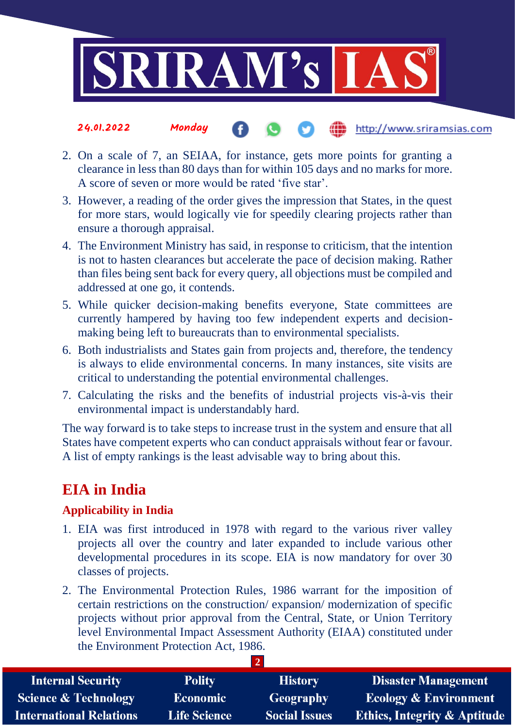2. On a scale of 7, an SEIAA, for instance, gets more points for granting a clearance in less than 80 days than for within 105 days and no marks for more. A score of seven or more would be rated 'five star'.
3. However, a reading of the order gives the impression that States, in the quest for more stars, would logically vie for speedily clearing projects rather than ensure a thorough appraisal.
4. The Environment Ministry has said, in response to criticism, that the intention is not to hasten clearances but accelerate the pace of decision making. Rather than files being sent back for every query, all objections must be compiled and addressed at one go, it contends.
5. While quicker decision-making benefits everyone, State committees are currently hampered by having too few independent experts and decision-making being left to bureaucrats than to environmental specialists.
6. Both industrialists and States gain from projects and, therefore, the tendency is always to elide environmental concerns. In many instances, site visits are critical to understanding the potential environmental challenges.
7. Calculating the risks and the benefits of industrial projects vis-à-vis their environmental impact is understandably hard.

The way forward is to take steps to increase trust in the system and ensure that all States have competent experts who can conduct appraisals without fear or favour. A list of empty rankings is the least advisable way to bring about this.

## EIA in India

### Applicability in India

1. EIA was first introduced in 1978 with regard to the various river valley projects all over the country and later expanded to include various other developmental procedures in its scope. EIA is now mandatory for over 30 classes of projects.
2. The Environmental Protection Rules, 1986 warrant for the imposition of certain restrictions on the construction/ expansion/ modernization of specific projects without prior approval from the Central, State, or Union Territory level Environmental Impact Assessment Authority (EIAA) constituted under the Environment Protection Act, 1986.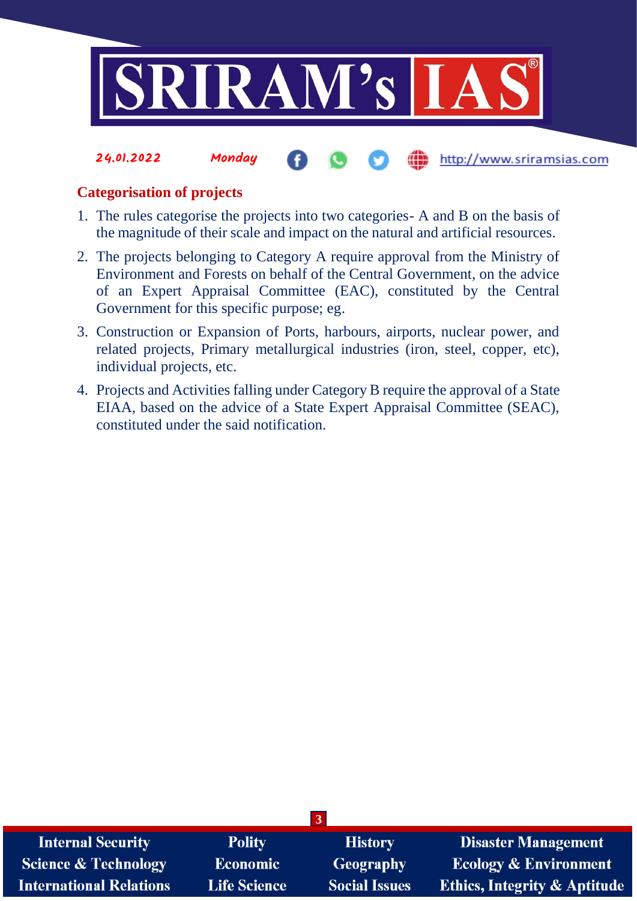## Categorisation of projects

1. The rules categorise the projects into two categories- A and B on the basis of the magnitude of their scale and impact on the natural and artificial resources.
2. The projects belonging to Category A require approval from the Ministry of Environment and Forests on behalf of the Central Government, on the advice of an Expert Appraisal Committee (EAC), constituted by the Central Government for this specific purpose; eg.
3. Construction or Expansion of Ports, harbours, airports, nuclear power, and related projects, Primary metallurgical industries (iron, steel, copper, etc), individual projects, etc.
4. Projects and Activities falling under Category B require the approval of a State EIAA, based on the advice of a State Expert Appraisal Committee (SEAC), constituted under the said notification.